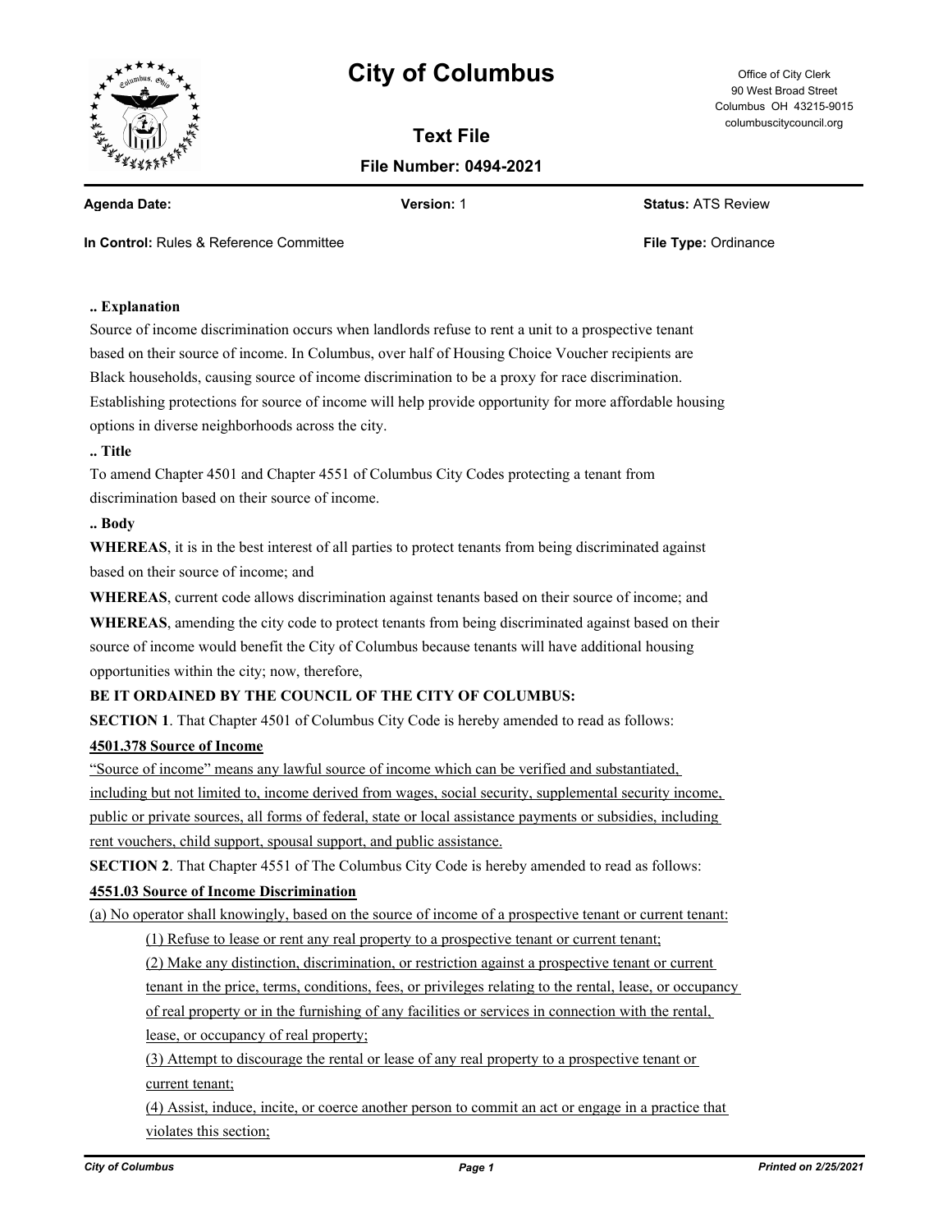# City of Columbus

Office of City Clerk
90 West Broad Street
Columbus OH 43215-9015
columbuscitycouncil.org

## Text File

**File Number: 0494-2021**

**Agenda Date:** | **Version:** 1 | **Status:** ATS Review

**In Control:** Rules & Reference Committee | **File Type:** Ordinance

**.. Explanation**

Source of income discrimination occurs when landlords refuse to rent a unit to a prospective tenant based on their source of income. In Columbus, over half of Housing Choice Voucher recipients are Black households, causing source of income discrimination to be a proxy for race discrimination. Establishing protections for source of income will help provide opportunity for more affordable housing options in diverse neighborhoods across the city.

**.. Title**

To amend Chapter 4501 and Chapter 4551 of Columbus City Codes protecting a tenant from discrimination based on their source of income.

**.. Body**

**WHEREAS**, it is in the best interest of all parties to protect tenants from being discriminated against based on their source of income; and

**WHEREAS**, current code allows discrimination against tenants based on their source of income; and

**WHEREAS**, amending the city code to protect tenants from being discriminated against based on their source of income would benefit the City of Columbus because tenants will have additional housing opportunities within the city; now, therefore,

**BE IT ORDAINED BY THE COUNCIL OF THE CITY OF COLUMBUS:**

**SECTION 1**. That Chapter 4501 of Columbus City Code is hereby amended to read as follows:

<u>**4501.378 Source of Income**</u>

<u>"Source of income" means any lawful source of income which can be verified and substantiated, including but not limited to, income derived from wages, social security, supplemental security income, public or private sources, all forms of federal, state or local assistance payments or subsidies, including rent vouchers, child support, spousal support, and public assistance.</u>

**SECTION 2**. That Chapter 4551 of The Columbus City Code is hereby amended to read as follows:

<u>**4551.03 Source of Income Discrimination**</u>

<u>(a) No operator shall knowingly, based on the source of income of a prospective tenant or current tenant:</u>

<u>(1) Refuse to lease or rent any real property to a prospective tenant or current tenant;</u>

<u>(2) Make any distinction, discrimination, or restriction against a prospective tenant or current tenant in the price, terms, conditions, fees, or privileges relating to the rental, lease, or occupancy of real property or in the furnishing of any facilities or services in connection with the rental, lease, or occupancy of real property;</u>

<u>(3) Attempt to discourage the rental or lease of any real property to a prospective tenant or current tenant;</u>

<u>(4) Assist, induce, incite, or coerce another person to commit an act or engage in a practice that violates this section;</u>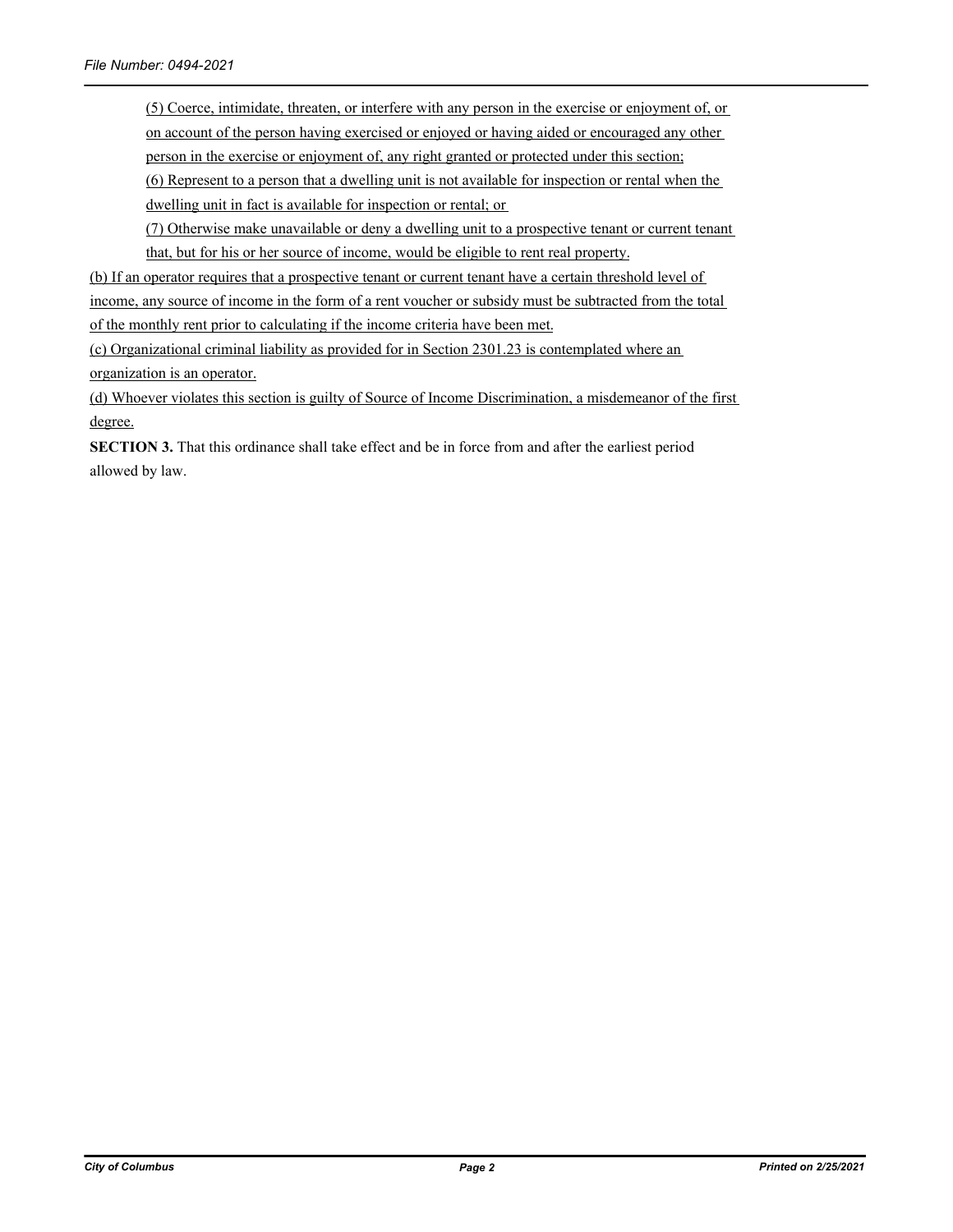(5) Coerce, intimidate, threaten, or interfere with any person in the exercise or enjoyment of, or on account of the person having exercised or enjoyed or having aided or encouraged any other person in the exercise or enjoyment of, any right granted or protected under this section;

(6) Represent to a person that a dwelling unit is not available for inspection or rental when the dwelling unit in fact is available for inspection or rental; or

(7) Otherwise make unavailable or deny a dwelling unit to a prospective tenant or current tenant that, but for his or her source of income, would be eligible to rent real property.

(b) If an operator requires that a prospective tenant or current tenant have a certain threshold level of income, any source of income in the form of a rent voucher or subsidy must be subtracted from the total of the monthly rent prior to calculating if the income criteria have been met.

(c) Organizational criminal liability as provided for in Section 2301.23 is contemplated where an organization is an operator.

(d) Whoever violates this section is guilty of Source of Income Discrimination, a misdemeanor of the first degree.

**SECTION 3.** That this ordinance shall take effect and be in force from and after the earliest period allowed by law.